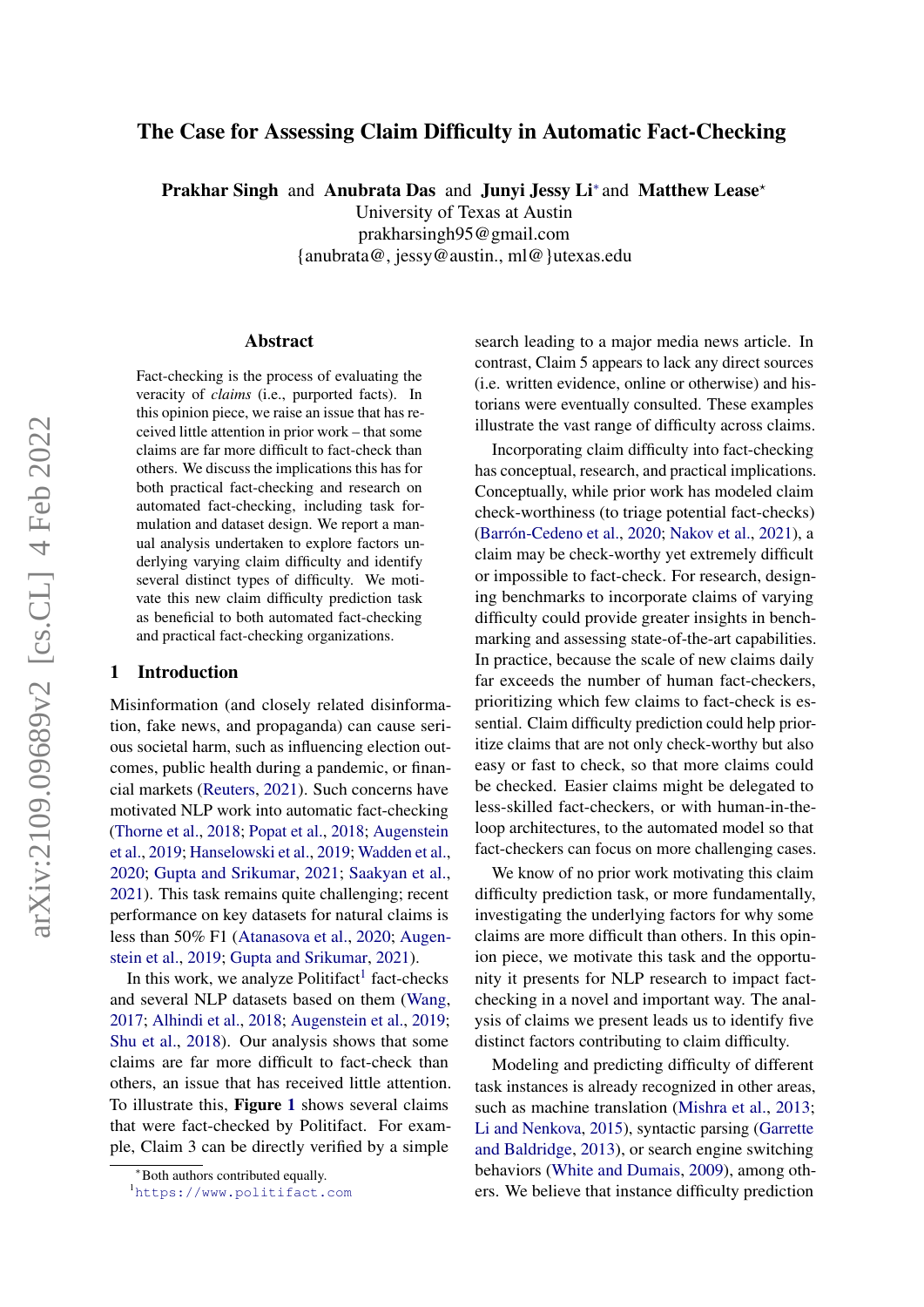# The Case for Assessing Claim Difficulty in Automatic Fact-Checking

**Prakhar Singh** and **Anubrata Das** and **Junyi Jessy Li**[*] and **Matthew Lease**[*]
University of Texas at Austin
prakharsingh95@gmail.com
{anubrata@, jessy@austin., ml@}utexas.edu

## Abstract

Fact-checking is the process of evaluating the veracity of *claims* (i.e., purported facts). In this opinion piece, we raise an issue that has received little attention in prior work – that some claims are far more difficult to fact-check than others. We discuss the implications this has for both practical fact-checking and research on automated fact-checking, including task formulation and dataset design. We report a manual analysis undertaken to explore factors underlying varying claim difficulty and identify several distinct types of difficulty. We motivate this new claim difficulty prediction task as beneficial to both automated fact-checking and practical fact-checking organizations.

## 1 Introduction

Misinformation (and closely related disinformation, fake news, and propaganda) can cause serious societal harm, such as influencing election outcomes, public health during a pandemic, or financial markets (Reuters, 2021). Such concerns have motivated NLP work into automatic fact-checking (Thorne et al., 2018; Popat et al., 2018; Augenstein et al., 2019; Hanselowski et al., 2019; Wadden et al., 2020; Gupta and Srikumar, 2021; Saakyan et al., 2021). This task remains quite challenging; recent performance on key datasets for natural claims is less than 50% F1 (Atanasova et al., 2020; Augenstein et al., 2019; Gupta and Srikumar, 2021).

In this work, we analyze Politifact[1] fact-checks and several NLP datasets based on them (Wang, 2017; Alhindi et al., 2018; Augenstein et al., 2019; Shu et al., 2018). Our analysis shows that some claims are far more difficult to fact-check than others, an issue that has received little attention. To illustrate this, **Figure 1** shows several claims that were fact-checked by Politifact. For example, Claim 3 can be directly verified by a simple search leading to a major media news article. In contrast, Claim 5 appears to lack any direct sources (i.e. written evidence, online or otherwise) and historians were eventually consulted. These examples illustrate the vast range of difficulty across claims.

Incorporating claim difficulty into fact-checking has conceptual, research, and practical implications. Conceptually, while prior work has modeled claim check-worthiness (to triage potential fact-checks) (Barrón-Cedeno et al., 2020; Nakov et al., 2021), a claim may be check-worthy yet extremely difficult or impossible to fact-check. For research, designing benchmarks to incorporate claims of varying difficulty could provide greater insights in benchmarking and assessing state-of-the-art capabilities. In practice, because the scale of new claims daily far exceeds the number of human fact-checkers, prioritizing which few claims to fact-check is essential. Claim difficulty prediction could help prioritize claims that are not only check-worthy but also easy or fast to check, so that more claims could be checked. Easier claims might be delegated to less-skilled fact-checkers, or with human-in-the-loop architectures, to the automated model so that fact-checkers can focus on more challenging cases.

We know of no prior work motivating this claim difficulty prediction task, or more fundamentally, investigating the underlying factors for why some claims are more difficult than others. In this opinion piece, we motivate this task and the opportunity it presents for NLP research to impact fact-checking in a novel and important way. The analysis of claims we present leads us to identify five distinct factors contributing to claim difficulty.

Modeling and predicting difficulty of different task instances is already recognized in other areas, such as machine translation (Mishra et al., 2013; Li and Nenkova, 2015), syntactic parsing (Garrette and Baldridge, 2013), or search engine switching behaviors (White and Dumais, 2009), among others. We believe that instance difficulty prediction

[*]Both authors contributed equally.

[1]https://www.politifact.com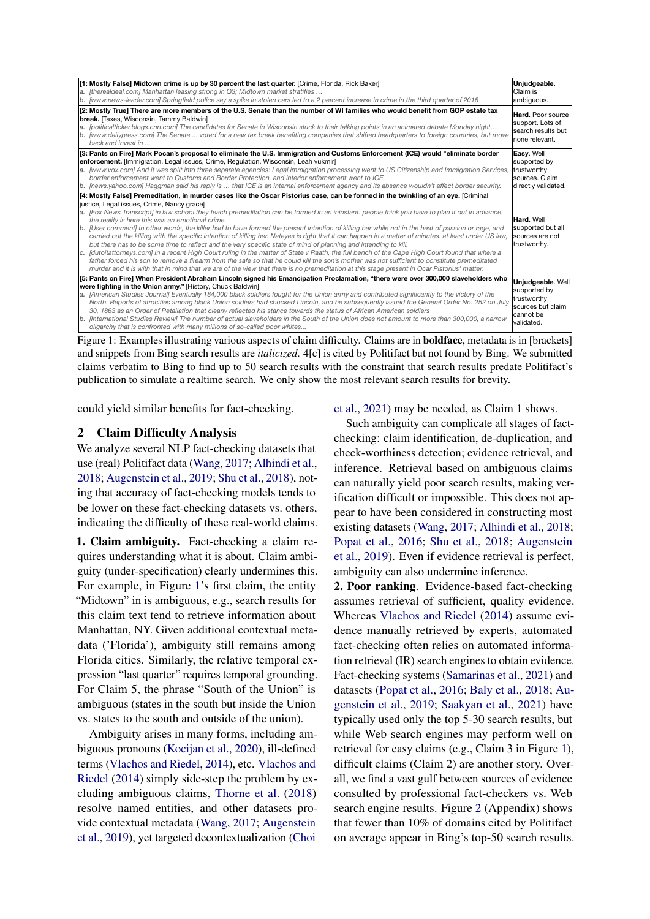| [1: Mostly False] **Midtown crime is up by 30 percent the last quarter.** [Crime, Florida, Rick Baker]<br>a. *[therealdeal.com] Manhattan leasing strong in Q3; Midtown market stratifies …*<br>b. *[www.news-leader.com] Springfield police say a spike in stolen cars led to a 2 percent increase in crime in the third quarter of 2016* | **Unjudgeable**. Claim is ambiguous. |
|---|---|
| [2: Mostly True] **There are more members of the U.S. Senate than the number of WI families who would benefit from GOP estate tax break.** [Taxes, Wisconsin, Tammy Baldwin]<br>a. *[politicalticker.blogs.cnn.com] The candidates for Senate in Wisconsin stuck to their talking points in an animated debate Monday night…*<br>b. *[www.dailypress.com] The Senate … voted for a new tax break benefiting companies that shifted headquarters to foreign countries, but move back and invest in …* | **Hard**. Poor source support. Lots of search results but none relevant. |
| [3: Pants on Fire] **Mark Pocan's proposal to eliminate the U.S. Immigration and Customs Enforcement (ICE) would "eliminate border enforcement.** [Immigration, Legal issues, Crime, Regulation, Wisconsin, Leah vukmir]<br>a. *[www.vox.com] And it was split into three separate agencies: Legal immigration processing went to US Citizenship and Immigration Services, border enforcement went to Customs and Border Protection, and interior enforcement went to ICE.*<br>b. *[news.yahoo.com] Haggman said his reply is … that ICE is an internal enforcement agency and its absence wouldn't affect border security.* | **Easy**. Well supported by trustworthy sources. Claim directly validated. |
| [4: Mostly False] **Premeditation, in murder cases like the Oscar Pistorius case, can be formed in the twinkling of an eye.** [Criminal justice, Legal issues, Crime, Nancy grace]<br>a. *[Fox News Transcript] in law school they teach premeditation can be formed in an ininstant. people think you have to plan it out in advance. the reality is here this was an emotional crime.*<br>b. *[User comment] In other words, the killer had to have formed the present intention of killing her while not in the heat of passion or rage, and carried out the killing with the specific intention of killing her. Nateyes is right that it can happen in a matter of minutes. at least under US law, but there has to be some time to reflect and the very specific state of mind of planning and intending to kill.*<br>c. *[dutoitattorneys.com] In a recent High Court ruling in the matter of State v Raath, the full bench of the Cape High Court found that where a father forced his son to remove a firearm from the safe so that he could kill the son's mother was not sufficient to constitute premeditated murder and it is with that in mind that we are of the view that there is no premeditation at this stage present in Ocar Pistorius' matter.* | **Hard**. Well supported but all sources are not trustworthy. |
| [5: Pants on Fire] **When President Abraham Lincoln signed his Emancipation Proclamation, "there were over 300,000 slaveholders who were fighting in the Union army."** [History, Chuck Baldwin]<br>a. *[American Studies Journal] Eventually 184,000 black soldiers fought for the Union army and contributed significantly to the victory of the North. Reports of atrocities among black Union soldiers had shocked Lincoln, and he subsequently issued the General Order No. 252 on July 30, 1863 as an Order of Retaliation that clearly reflected his stance towards the status of African American soldiers*<br>b. *[International Studies Review] The number of actual slaveholders in the South of the Union does not amount to more than 300,000, a narrow oligarchy that is confronted with many millions of so-called poor whites...* | **Unjudgeable**. Well supported by trustworthy sources but claim cannot be validated. |

Figure 1: Examples illustrating various aspects of claim difficulty. Claims are in **boldface**, metadata is in [brackets] and snippets from Bing search results are *italicized*. 4[c] is cited by Politifact but not found by Bing. We submitted claims verbatim to Bing to find up to 50 search results with the constraint that search results predate Politifact's publication to simulate a realtime search. We only show the most relevant search results for brevity.

could yield similar benefits for fact-checking.

## 2 Claim Difficulty Analysis

We analyze several NLP fact-checking datasets that use (real) Politifact data (Wang, 2017; Alhindi et al., 2018; Augenstein et al., 2019; Shu et al., 2018), noting that accuracy of fact-checking models tends to be lower on these fact-checking datasets vs. others, indicating the difficulty of these real-world claims.

**1. Claim ambiguity.** Fact-checking a claim requires understanding what it is about. Claim ambiguity (under-specification) clearly undermines this. For example, in Figure 1's first claim, the entity "Midtown" in is ambiguous, e.g., search results for this claim text tend to retrieve information about Manhattan, NY. Given additional contextual metadata ('Florida'), ambiguity still remains among Florida cities. Similarly, the relative temporal expression "last quarter" requires temporal grounding. For Claim 5, the phrase "South of the Union" is ambiguous (states in the south but inside the Union vs. states to the south and outside of the union).

Ambiguity arises in many forms, including ambiguous pronouns (Kocijan et al., 2020), ill-defined terms (Vlachos and Riedel, 2014), etc. Vlachos and Riedel (2014) simply side-step the problem by excluding ambiguous claims, Thorne et al. (2018) resolve named entities, and other datasets provide contextual metadata (Wang, 2017; Augenstein et al., 2019), yet targeted decontextualization (Choi et al., 2021) may be needed, as Claim 1 shows.

Such ambiguity can complicate all stages of fact-checking: claim identification, de-duplication, and check-worthiness detection; evidence retrieval, and inference. Retrieval based on ambiguous claims can naturally yield poor search results, making verification difficult or impossible. This does not appear to have been considered in constructing most existing datasets (Wang, 2017; Alhindi et al., 2018; Popat et al., 2016; Shu et al., 2018; Augenstein et al., 2019). Even if evidence retrieval is perfect, ambiguity can also undermine inference.

**2. Poor ranking**. Evidence-based fact-checking assumes retrieval of sufficient, quality evidence. Whereas Vlachos and Riedel (2014) assume evidence manually retrieved by experts, automated fact-checking often relies on automated information retrieval (IR) search engines to obtain evidence. Fact-checking systems (Samarinas et al., 2021) and datasets (Popat et al., 2016; Baly et al., 2018; Augenstein et al., 2019; Saakyan et al., 2021) have typically used only the top 5-30 search results, but while Web search engines may perform well on retrieval for easy claims (e.g., Claim 3 in Figure 1), difficult claims (Claim 2) are another story. Overall, we find a vast gulf between sources of evidence consulted by professional fact-checkers vs. Web search engine results. Figure 2 (Appendix) shows that fewer than 10% of domains cited by Politifact on average appear in Bing's top-50 search results.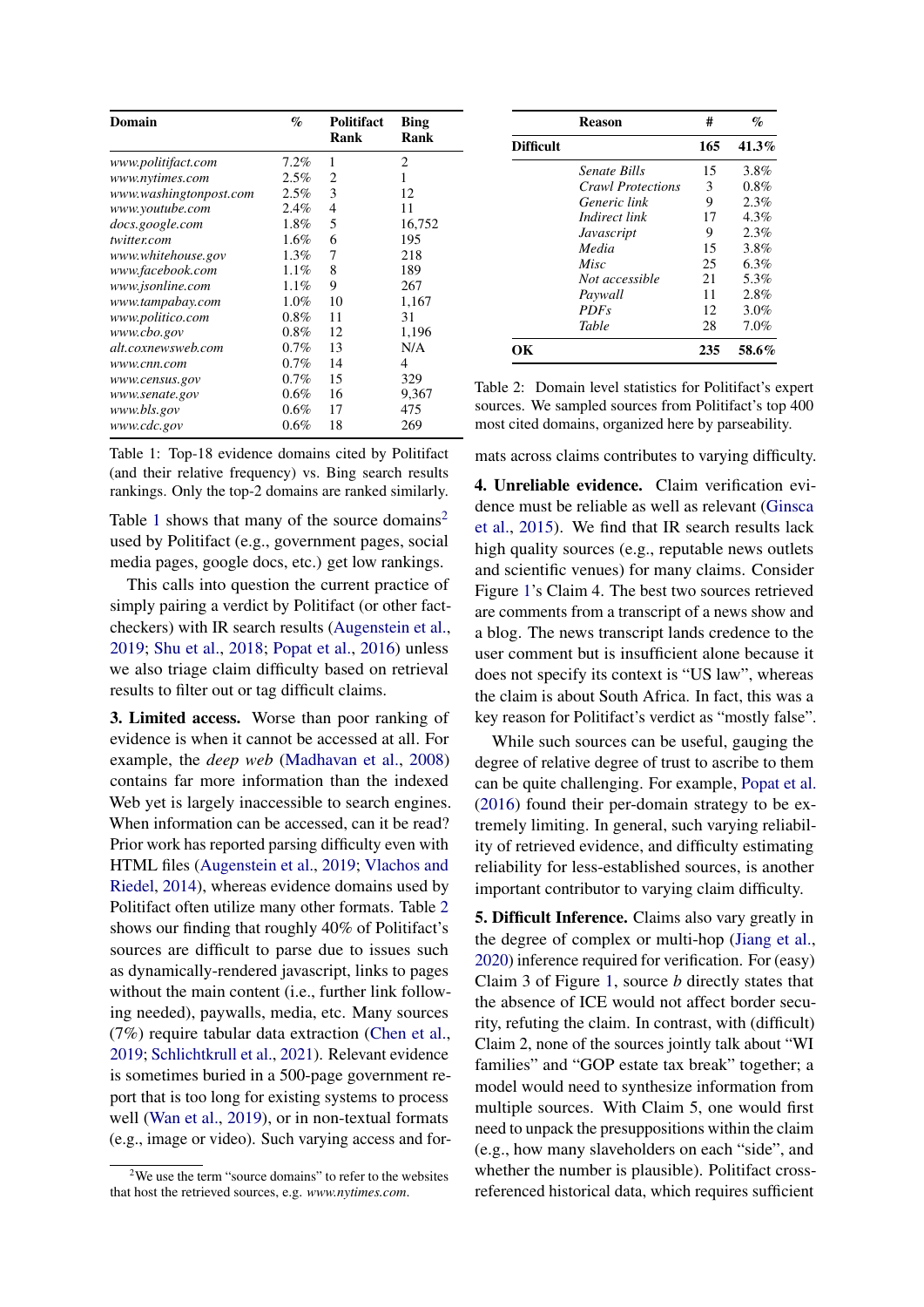| Domain | % | Politifact Rank | Bing Rank |
|---|---|---|---|
| *www.politifact.com* | 7.2% | 1 | 2 |
| *www.nytimes.com* | 2.5% | 2 | 1 |
| *www.washingtonpost.com* | 2.5% | 3 | 12 |
| *www.youtube.com* | 2.4% | 4 | 11 |
| *docs.google.com* | 1.8% | 5 | 16,752 |
| *twitter.com* | 1.6% | 6 | 195 |
| *www.whitehouse.gov* | 1.3% | 7 | 218 |
| *www.facebook.com* | 1.1% | 8 | 189 |
| *www.jsonline.com* | 1.1% | 9 | 267 |
| *www.tampabay.com* | 1.0% | 10 | 1,167 |
| *www.politico.com* | 0.8% | 11 | 31 |
| *www.cbo.gov* | 0.8% | 12 | 1,196 |
| *alt.coxnewsweb.com* | 0.7% | 13 | N/A |
| *www.cnn.com* | 0.7% | 14 | 4 |
| *www.census.gov* | 0.7% | 15 | 329 |
| *www.senate.gov* | 0.6% | 16 | 9,367 |
| *www.bls.gov* | 0.6% | 17 | 475 |
| *www.cdc.gov* | 0.6% | 18 | 269 |

Table 1: Top-18 evidence domains cited by Politifact (and their relative frequency) vs. Bing search results rankings. Only the top-2 domains are ranked similarly.

Table 1 shows that many of the source domains[2] used by Politifact (e.g., government pages, social media pages, google docs, etc.) get low rankings.

This calls into question the current practice of simply pairing a verdict by Politifact (or other fact-checkers) with IR search results (Augenstein et al., 2019; Shu et al., 2018; Popat et al., 2016) unless we also triage claim difficulty based on retrieval results to filter out or tag difficult claims.

**3. Limited access.** Worse than poor ranking of evidence is when it cannot be accessed at all. For example, the *deep web* (Madhavan et al., 2008) contains far more information than the indexed Web yet is largely inaccessible to search engines. When information can be accessed, can it be read? Prior work has reported parsing difficulty even with HTML files (Augenstein et al., 2019; Vlachos and Riedel, 2014), whereas evidence domains used by Politifact often utilize many other formats. Table 2 shows our finding that roughly 40% of Politifact's sources are difficult to parse due to issues such as dynamically-rendered javascript, links to pages without the main content (i.e., further link following needed), paywalls, media, etc. Many sources (7%) require tabular data extraction (Chen et al., 2019; Schlichtkrull et al., 2021). Relevant evidence is sometimes buried in a 500-page government report that is too long for existing systems to process well (Wan et al., 2019), or in non-textual formats (e.g., image or video). Such varying access and formats across claims contributes to varying difficulty.

[2] We use the term "source domains" to refer to the websites that host the retrieved sources, e.g. *www.nytimes.com*.

| | Reason | # | % |
|---|---|---|---|
| **Difficult** | | **165** | **41.3%** |
| | *Senate Bills* | 15 | 3.8% |
| | *Crawl Protections* | 3 | 0.8% |
| | *Generic link* | 9 | 2.3% |
| | *Indirect link* | 17 | 4.3% |
| | *Javascript* | 9 | 2.3% |
| | *Media* | 15 | 3.8% |
| | *Misc* | 25 | 6.3% |
| | *Not accessible* | 21 | 5.3% |
| | *Paywall* | 11 | 2.8% |
| | *PDFs* | 12 | 3.0% |
| | *Table* | 28 | 7.0% |
| **OK** | | **235** | **58.6%** |

Table 2: Domain level statistics for Politifact's expert sources. We sampled sources from Politifact's top 400 most cited domains, organized here by parseability.

**4. Unreliable evidence.** Claim verification evidence must be reliable as well as relevant (Ginsca et al., 2015). We find that IR search results lack high quality sources (e.g., reputable news outlets and scientific venues) for many claims. Consider Figure 1's Claim 4. The best two sources retrieved are comments from a transcript of a news show and a blog. The news transcript lands credence to the user comment but is insufficient alone because it does not specify its context is "US law", whereas the claim is about South Africa. In fact, this was a key reason for Politifact's verdict as "mostly false".

While such sources can be useful, gauging the degree of relative degree of trust to ascribe to them can be quite challenging. For example, Popat et al. (2016) found their per-domain strategy to be extremely limiting. In general, such varying reliability of retrieved evidence, and difficulty estimating reliability for less-established sources, is another important contributor to varying claim difficulty.

**5. Difficult Inference.** Claims also vary greatly in the degree of complex or multi-hop (Jiang et al., 2020) inference required for verification. For (easy) Claim 3 of Figure 1, source *b* directly states that the absence of ICE would not affect border security, refuting the claim. In contrast, with (difficult) Claim 2, none of the sources jointly talk about "WI families" and "GOP estate tax break" together; a model would need to synthesize information from multiple sources. With Claim 5, one would first need to unpack the presuppositions within the claim (e.g., how many slaveholders on each "side", and whether the number is plausible). Politifact cross-referenced historical data, which requires sufficient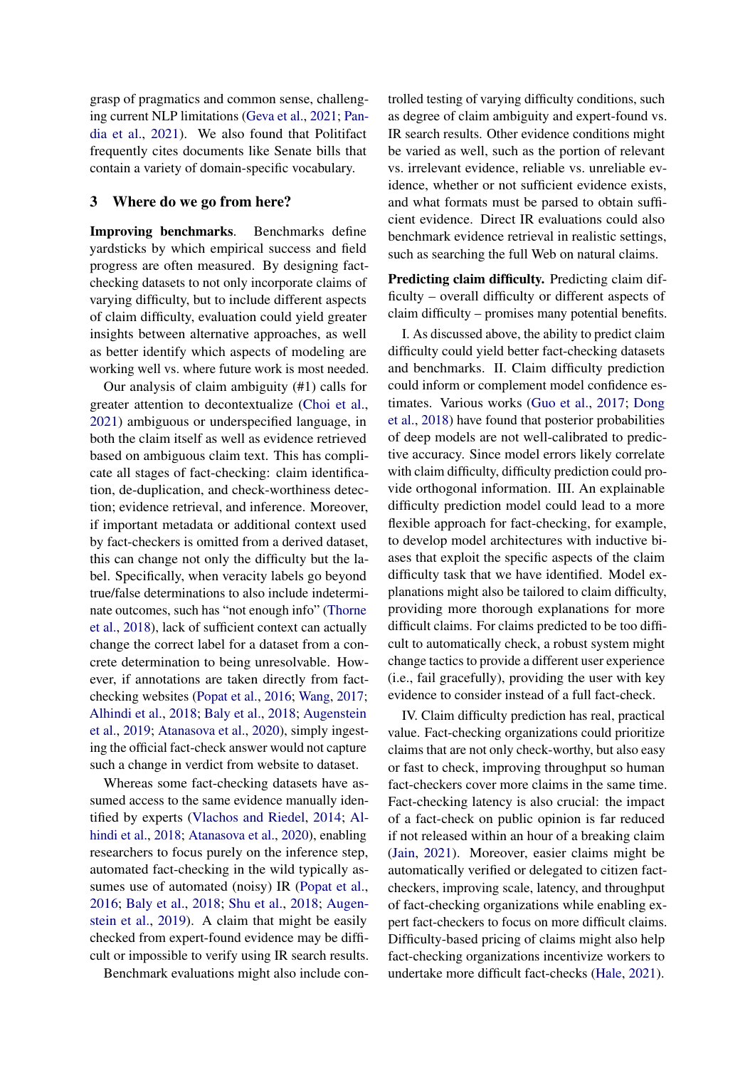grasp of pragmatics and common sense, challenging current NLP limitations (Geva et al., 2021; Pandia et al., 2021). We also found that Politifact frequently cites documents like Senate bills that contain a variety of domain-specific vocabulary.

## 3 Where do we go from here?

**Improving benchmarks**. Benchmarks define yardsticks by which empirical success and field progress are often measured. By designing fact-checking datasets to not only incorporate claims of varying difficulty, but to include different aspects of claim difficulty, evaluation could yield greater insights between alternative approaches, as well as better identify which aspects of modeling are working well vs. where future work is most needed.

Our analysis of claim ambiguity (#1) calls for greater attention to decontextualize (Choi et al., 2021) ambiguous or underspecified language, in both the claim itself as well as evidence retrieved based on ambiguous claim text. This has complicate all stages of fact-checking: claim identification, de-duplication, and check-worthiness detection; evidence retrieval, and inference. Moreover, if important metadata or additional context used by fact-checkers is omitted from a derived dataset, this can change not only the difficulty but the label. Specifically, when veracity labels go beyond true/false determinations to also include indeterminate outcomes, such has "not enough info" (Thorne et al., 2018), lack of sufficient context can actually change the correct label for a dataset from a concrete determination to being unresolvable. However, if annotations are taken directly from fact-checking websites (Popat et al., 2016; Wang, 2017; Alhindi et al., 2018; Baly et al., 2018; Augenstein et al., 2019; Atanasova et al., 2020), simply ingesting the official fact-check answer would not capture such a change in verdict from website to dataset.

Whereas some fact-checking datasets have assumed access to the same evidence manually identified by experts (Vlachos and Riedel, 2014; Alhindi et al., 2018; Atanasova et al., 2020), enabling researchers to focus purely on the inference step, automated fact-checking in the wild typically assumes use of automated (noisy) IR (Popat et al., 2016; Baly et al., 2018; Shu et al., 2018; Augenstein et al., 2019). A claim that might be easily checked from expert-found evidence may be difficult or impossible to verify using IR search results.

Benchmark evaluations might also include controlled testing of varying difficulty conditions, such as degree of claim ambiguity and expert-found vs. IR search results. Other evidence conditions might be varied as well, such as the portion of relevant vs. irrelevant evidence, reliable vs. unreliable evidence, whether or not sufficient evidence exists, and what formats must be parsed to obtain sufficient evidence. Direct IR evaluations could also benchmark evidence retrieval in realistic settings, such as searching the full Web on natural claims.

**Predicting claim difficulty.** Predicting claim difficulty – overall difficulty or different aspects of claim difficulty – promises many potential benefits.

I. As discussed above, the ability to predict claim difficulty could yield better fact-checking datasets and benchmarks. II. Claim difficulty prediction could inform or complement model confidence estimates. Various works (Guo et al., 2017; Dong et al., 2018) have found that posterior probabilities of deep models are not well-calibrated to predictive accuracy. Since model errors likely correlate with claim difficulty, difficulty prediction could provide orthogonal information. III. An explainable difficulty prediction model could lead to a more flexible approach for fact-checking, for example, to develop model architectures with inductive biases that exploit the specific aspects of the claim difficulty task that we have identified. Model explanations might also be tailored to claim difficulty, providing more thorough explanations for more difficult claims. For claims predicted to be too difficult to automatically check, a robust system might change tactics to provide a different user experience (i.e., fail gracefully), providing the user with key evidence to consider instead of a full fact-check.

IV. Claim difficulty prediction has real, practical value. Fact-checking organizations could prioritize claims that are not only check-worthy, but also easy or fast to check, improving throughput so human fact-checkers cover more claims in the same time. Fact-checking latency is also crucial: the impact of a fact-check on public opinion is far reduced if not released within an hour of a breaking claim (Jain, 2021). Moreover, easier claims might be automatically verified or delegated to citizen fact-checkers, improving scale, latency, and throughput of fact-checking organizations while enabling expert fact-checkers to focus on more difficult claims. Difficulty-based pricing of claims might also help fact-checking organizations incentivize workers to undertake more difficult fact-checks (Hale, 2021).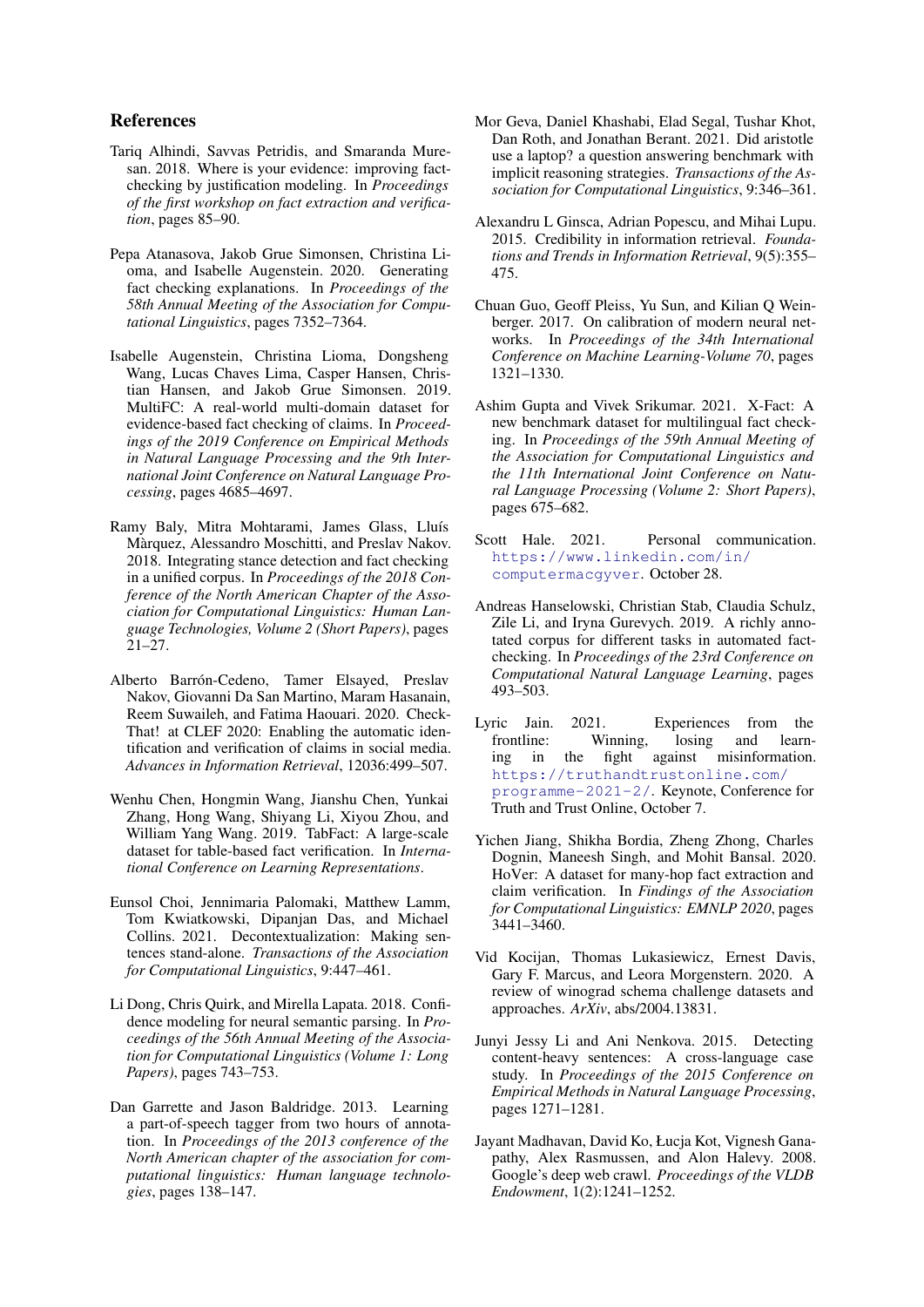## References

Tariq Alhindi, Savvas Petridis, and Smaranda Muresan. 2018. Where is your evidence: improving fact-checking by justification modeling. In *Proceedings of the first workshop on fact extraction and verification*, pages 85–90.

Pepa Atanasova, Jakob Grue Simonsen, Christina Lioma, and Isabelle Augenstein. 2020. Generating fact checking explanations. In *Proceedings of the 58th Annual Meeting of the Association for Computational Linguistics*, pages 7352–7364.

Isabelle Augenstein, Christina Lioma, Dongsheng Wang, Lucas Chaves Lima, Casper Hansen, Christian Hansen, and Jakob Grue Simonsen. 2019. MultiFC: A real-world multi-domain dataset for evidence-based fact checking of claims. In *Proceedings of the 2019 Conference on Empirical Methods in Natural Language Processing and the 9th International Joint Conference on Natural Language Processing*, pages 4685–4697.

Ramy Baly, Mitra Mohtarami, James Glass, Lluís Màrquez, Alessandro Moschitti, and Preslav Nakov. 2018. Integrating stance detection and fact checking in a unified corpus. In *Proceedings of the 2018 Conference of the North American Chapter of the Association for Computational Linguistics: Human Language Technologies, Volume 2 (Short Papers)*, pages 21–27.

Alberto Barrón-Cedeno, Tamer Elsayed, Preslav Nakov, Giovanni Da San Martino, Maram Hasanain, Reem Suwaileh, and Fatima Haouari. 2020. CheckThat! at CLEF 2020: Enabling the automatic identification and verification of claims in social media. *Advances in Information Retrieval*, 12036:499–507.

Wenhu Chen, Hongmin Wang, Jianshu Chen, Yunkai Zhang, Hong Wang, Shiyang Li, Xiyou Zhou, and William Yang Wang. 2019. TabFact: A large-scale dataset for table-based fact verification. In *International Conference on Learning Representations*.

Eunsol Choi, Jennimaria Palomaki, Matthew Lamm, Tom Kwiatkowski, Dipanjan Das, and Michael Collins. 2021. Decontextualization: Making sentences stand-alone. *Transactions of the Association for Computational Linguistics*, 9:447–461.

Li Dong, Chris Quirk, and Mirella Lapata. 2018. Confidence modeling for neural semantic parsing. In *Proceedings of the 56th Annual Meeting of the Association for Computational Linguistics (Volume 1: Long Papers)*, pages 743–753.

Dan Garrette and Jason Baldridge. 2013. Learning a part-of-speech tagger from two hours of annotation. In *Proceedings of the 2013 conference of the North American chapter of the association for computational linguistics: Human language technologies*, pages 138–147.

Mor Geva, Daniel Khashabi, Elad Segal, Tushar Khot, Dan Roth, and Jonathan Berant. 2021. Did aristotle use a laptop? a question answering benchmark with implicit reasoning strategies. *Transactions of the Association for Computational Linguistics*, 9:346–361.

Alexandru L Ginsca, Adrian Popescu, and Mihai Lupu. 2015. Credibility in information retrieval. *Foundations and Trends in Information Retrieval*, 9(5):355–475.

Chuan Guo, Geoff Pleiss, Yu Sun, and Kilian Q Weinberger. 2017. On calibration of modern neural networks. In *Proceedings of the 34th International Conference on Machine Learning-Volume 70*, pages 1321–1330.

Ashim Gupta and Vivek Srikumar. 2021. X-Fact: A new benchmark dataset for multilingual fact checking. In *Proceedings of the 59th Annual Meeting of the Association for Computational Linguistics and the 11th International Joint Conference on Natural Language Processing (Volume 2: Short Papers)*, pages 675–682.

Scott Hale. 2021. Personal communication. https://www.linkedin.com/in/computermacgyver. October 28.

Andreas Hanselowski, Christian Stab, Claudia Schulz, Zile Li, and Iryna Gurevych. 2019. A richly annotated corpus for different tasks in automated fact-checking. In *Proceedings of the 23rd Conference on Computational Natural Language Learning*, pages 493–503.

Lyric Jain. 2021. Experiences from the frontline: Winning, losing and learning in the fight against misinformation. https://truthandtrustonline.com/programme-2021-2/. Keynote, Conference for Truth and Trust Online, October 7.

Yichen Jiang, Shikha Bordia, Zheng Zhong, Charles Dognin, Maneesh Singh, and Mohit Bansal. 2020. HoVer: A dataset for many-hop fact extraction and claim verification. In *Findings of the Association for Computational Linguistics: EMNLP 2020*, pages 3441–3460.

Vid Kocijan, Thomas Lukasiewicz, Ernest Davis, Gary F. Marcus, and Leora Morgenstern. 2020. A review of winograd schema challenge datasets and approaches. *ArXiv*, abs/2004.13831.

Junyi Jessy Li and Ani Nenkova. 2015. Detecting content-heavy sentences: A cross-language case study. In *Proceedings of the 2015 Conference on Empirical Methods in Natural Language Processing*, pages 1271–1281.

Jayant Madhavan, David Ko, Łucja Kot, Vignesh Ganapathy, Alex Rasmussen, and Alon Halevy. 2008. Google's deep web crawl. *Proceedings of the VLDB Endowment*, 1(2):1241–1252.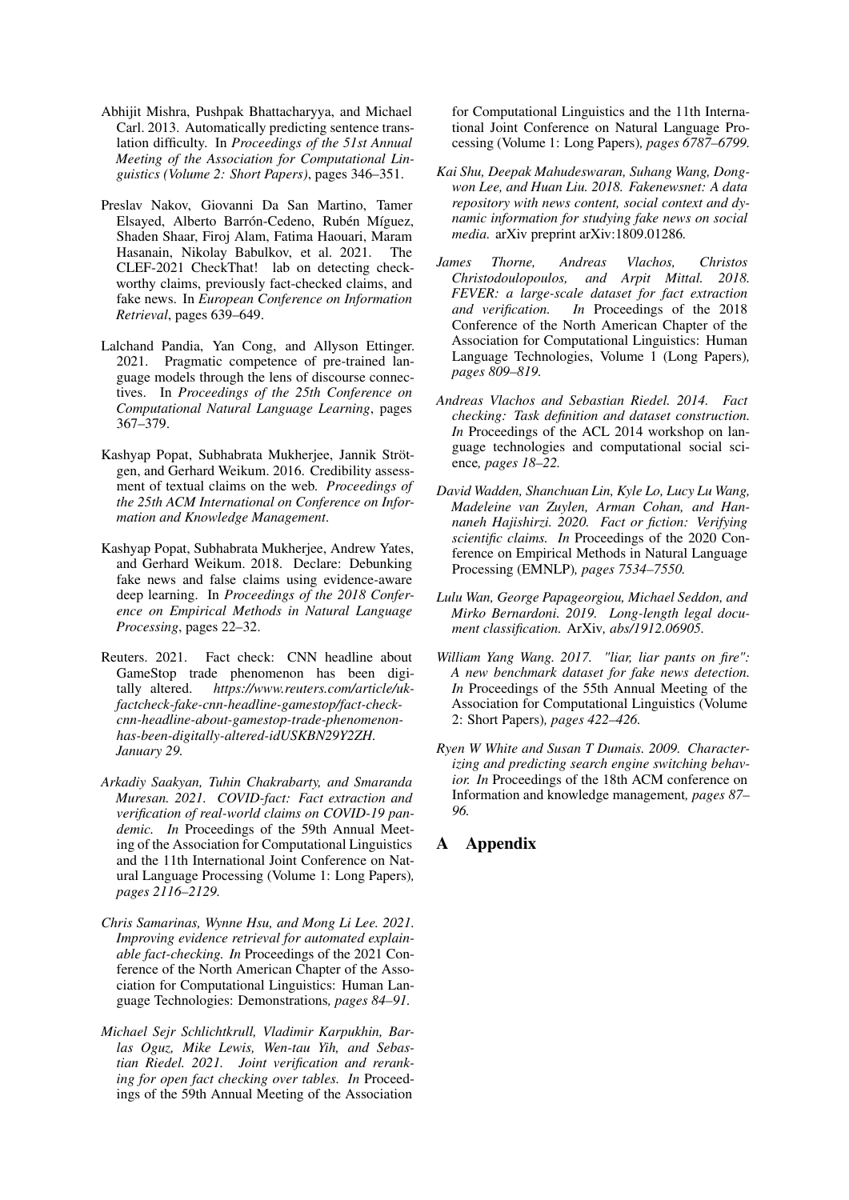Abhijit Mishra, Pushpak Bhattacharyya, and Michael Carl. 2013. Automatically predicting sentence translation difficulty. In *Proceedings of the 51st Annual Meeting of the Association for Computational Linguistics (Volume 2: Short Papers)*, pages 346–351.

Preslav Nakov, Giovanni Da San Martino, Tamer Elsayed, Alberto Barrón-Cedeno, Rubén Míguez, Shaden Shaar, Firoj Alam, Fatima Haouari, Maram Hasanain, Nikolay Babulkov, et al. 2021. The CLEF-2021 CheckThat! lab on detecting check-worthy claims, previously fact-checked claims, and fake news. In *European Conference on Information Retrieval*, pages 639–649.

Lalchand Pandia, Yan Cong, and Allyson Ettinger. 2021. Pragmatic competence of pre-trained language models through the lens of discourse connectives. In *Proceedings of the 25th Conference on Computational Natural Language Learning*, pages 367–379.

Kashyap Popat, Subhabrata Mukherjee, Jannik Strötgen, and Gerhard Weikum. 2016. Credibility assessment of textual claims on the web. *Proceedings of the 25th ACM International on Conference on Information and Knowledge Management*.

Kashyap Popat, Subhabrata Mukherjee, Andrew Yates, and Gerhard Weikum. 2018. Declare: Debunking fake news and false claims using evidence-aware deep learning. In *Proceedings of the 2018 Conference on Empirical Methods in Natural Language Processing*, pages 22–32.

Reuters. 2021. Fact check: CNN headline about GameStop trade phenomenon has been digitally altered. *https://www.reuters.com/article/uk-factcheck-fake-cnn-headline-gamestop/fact-check-cnn-headline-about-gamestop-trade-phenomenon-has-been-digitally-altered-idUSKBN29Y2ZH. January 29.*

*Arkadiy Saakyan, Tuhin Chakrabarty, and Smaranda Muresan. 2021. COVID-fact: Fact extraction and verification of real-world claims on COVID-19 pandemic. In* Proceedings of the 59th Annual Meeting of the Association for Computational Linguistics and the 11th International Joint Conference on Natural Language Processing (Volume 1: Long Papers)*, pages 2116–2129.*

*Chris Samarinas, Wynne Hsu, and Mong Li Lee. 2021. Improving evidence retrieval for automated explainable fact-checking. In* Proceedings of the 2021 Conference of the North American Chapter of the Association for Computational Linguistics: Human Language Technologies: Demonstrations*, pages 84–91.*

*Michael Sejr Schlichtkrull, Vladimir Karpukhin, Barlas Oguz, Mike Lewis, Wen-tau Yih, and Sebastian Riedel. 2021. Joint verification and reranking for open fact checking over tables. In* Proceedings of the 59th Annual Meeting of the Association for Computational Linguistics and the 11th International Joint Conference on Natural Language Processing (Volume 1: Long Papers)*, pages 6787–6799.*

*Kai Shu, Deepak Mahudeswaran, Suhang Wang, Dongwon Lee, and Huan Liu. 2018. Fakenewsnet: A data repository with news content, social context and dynamic information for studying fake news on social media.* arXiv preprint arXiv:1809.01286.

*James Thorne, Andreas Vlachos, Christos Christodoulopoulos, and Arpit Mittal. 2018. FEVER: a large-scale dataset for fact extraction and verification. In* Proceedings of the 2018 Conference of the North American Chapter of the Association for Computational Linguistics: Human Language Technologies, Volume 1 (Long Papers)*, pages 809–819.*

*Andreas Vlachos and Sebastian Riedel. 2014. Fact checking: Task definition and dataset construction. In* Proceedings of the ACL 2014 workshop on language technologies and computational social science*, pages 18–22.*

*David Wadden, Shanchuan Lin, Kyle Lo, Lucy Lu Wang, Madeleine van Zuylen, Arman Cohan, and Hannaneh Hajishirzi. 2020. Fact or fiction: Verifying scientific claims. In* Proceedings of the 2020 Conference on Empirical Methods in Natural Language Processing (EMNLP)*, pages 7534–7550.*

*Lulu Wan, George Papageorgiou, Michael Seddon, and Mirko Bernardoni. 2019. Long-length legal document classification.* ArXiv*, abs/1912.06905.*

*William Yang Wang. 2017. "liar, liar pants on fire": A new benchmark dataset for fake news detection. In* Proceedings of the 55th Annual Meeting of the Association for Computational Linguistics (Volume 2: Short Papers)*, pages 422–426.*

*Ryen W White and Susan T Dumais. 2009. Characterizing and predicting search engine switching behavior. In* Proceedings of the 18th ACM conference on Information and knowledge management*, pages 87–96.*

# A Appendix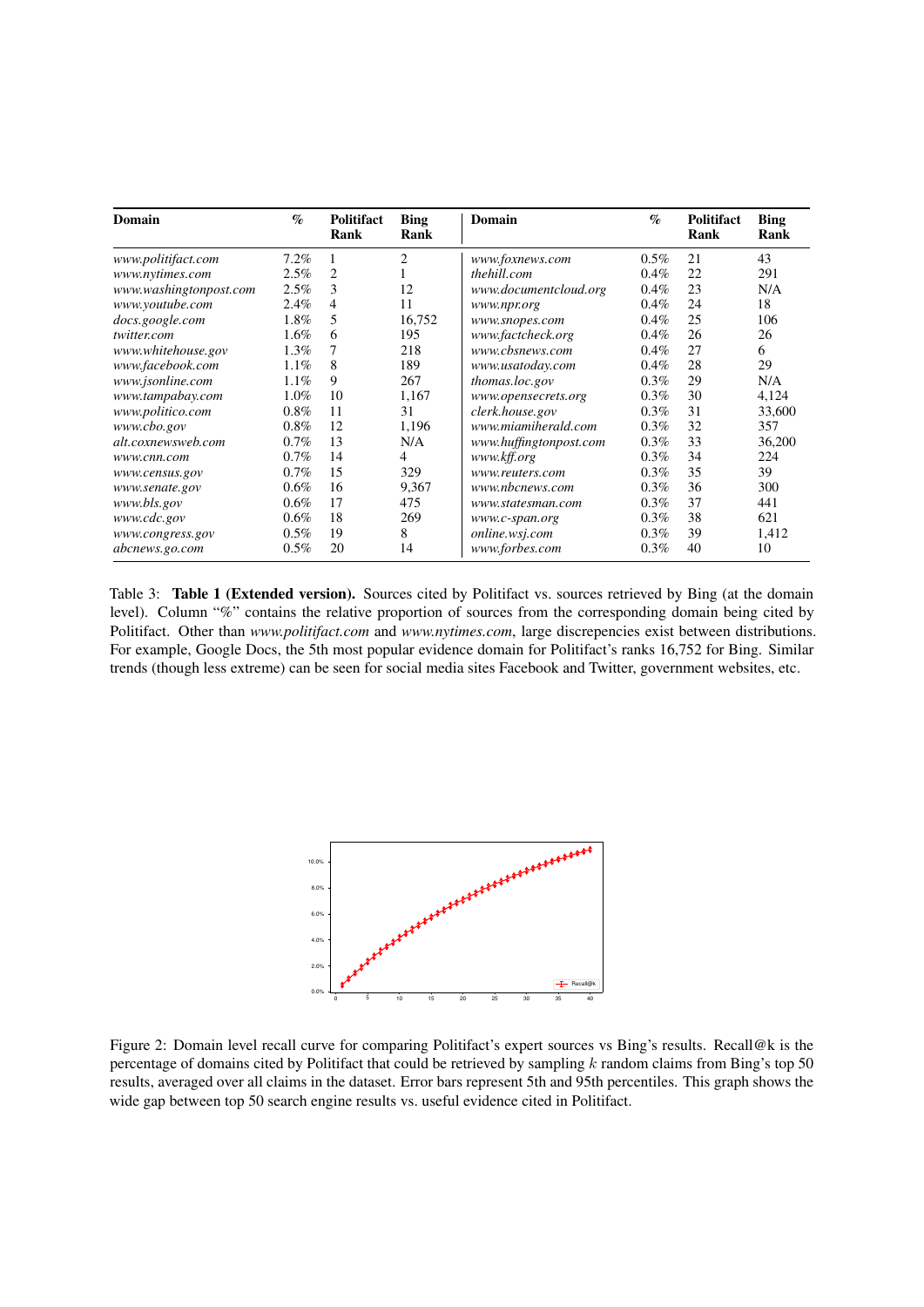| Domain | % | Politifact Rank | Bing Rank | Domain | % | Politifact Rank | Bing Rank |
|---|---|---|---|---|---|---|---|
| *www.politifact.com* | 7.2% | 1 | 2 | *www.foxnews.com* | 0.5% | 21 | 43 |
| *www.nytimes.com* | 2.5% | 2 | 1 | *thehill.com* | 0.4% | 22 | 291 |
| *www.washingtonpost.com* | 2.5% | 3 | 12 | *www.documentcloud.org* | 0.4% | 23 | N/A |
| *www.youtube.com* | 2.4% | 4 | 11 | *www.npr.org* | 0.4% | 24 | 18 |
| *docs.google.com* | 1.8% | 5 | 16,752 | *www.snopes.com* | 0.4% | 25 | 106 |
| *twitter.com* | 1.6% | 6 | 195 | *www.factcheck.org* | 0.4% | 26 | 26 |
| *www.whitehouse.gov* | 1.3% | 7 | 218 | *www.cbsnews.com* | 0.4% | 27 | 6 |
| *www.facebook.com* | 1.1% | 8 | 189 | *www.usatoday.com* | 0.4% | 28 | 29 |
| *www.jsonline.com* | 1.1% | 9 | 267 | *thomas.loc.gov* | 0.3% | 29 | N/A |
| *www.tampabay.com* | 1.0% | 10 | 1,167 | *www.opensecrets.org* | 0.3% | 30 | 4,124 |
| *www.politico.com* | 0.8% | 11 | 31 | *clerk.house.gov* | 0.3% | 31 | 33,600 |
| *www.cbo.gov* | 0.8% | 12 | 1,196 | *www.miamiherald.com* | 0.3% | 32 | 357 |
| *alt.coxnewsweb.com* | 0.7% | 13 | N/A | *www.huffingtonpost.com* | 0.3% | 33 | 36,200 |
| *www.cnn.com* | 0.7% | 14 | 4 | *www.kff.org* | 0.3% | 34 | 224 |
| *www.census.gov* | 0.7% | 15 | 329 | *www.reuters.com* | 0.3% | 35 | 39 |
| *www.senate.gov* | 0.6% | 16 | 9,367 | *www.nbcnews.com* | 0.3% | 36 | 300 |
| *www.bls.gov* | 0.6% | 17 | 475 | *www.statesman.com* | 0.3% | 37 | 441 |
| *www.cdc.gov* | 0.6% | 18 | 269 | *www.c-span.org* | 0.3% | 38 | 621 |
| *www.congress.gov* | 0.5% | 19 | 8 | *online.wsj.com* | 0.3% | 39 | 1,412 |
| *abcnews.go.com* | 0.5% | 20 | 14 | *www.forbes.com* | 0.3% | 40 | 10 |

Table 3: **Table 1 (Extended version).** Sources cited by Politifact vs. sources retrieved by Bing (at the domain level). Column "%" contains the relative proportion of sources from the corresponding domain being cited by Politifact. Other than *www.politifact.com* and *www.nytimes.com*, large discrepencies exist between distributions. For example, Google Docs, the 5th most popular evidence domain for Politifact's ranks 16,752 for Bing. Similar trends (though less extreme) can be seen for social media sites Facebook and Twitter, government websites, etc.

10.0%
8.0%
6.0%
4.0%
2.0%
0.0%
0 5 10 15 20 25 30 35 40
Recall@k

Figure 2: Domain level recall curve for comparing Politifact's expert sources vs Bing's results. Recall@k is the percentage of domains cited by Politifact that could be retrieved by sampling $k$ random claims from Bing's top 50 results, averaged over all claims in the dataset. Error bars represent 5th and 95th percentiles. This graph shows the wide gap between top 50 search engine results vs. useful evidence cited in Politifact.